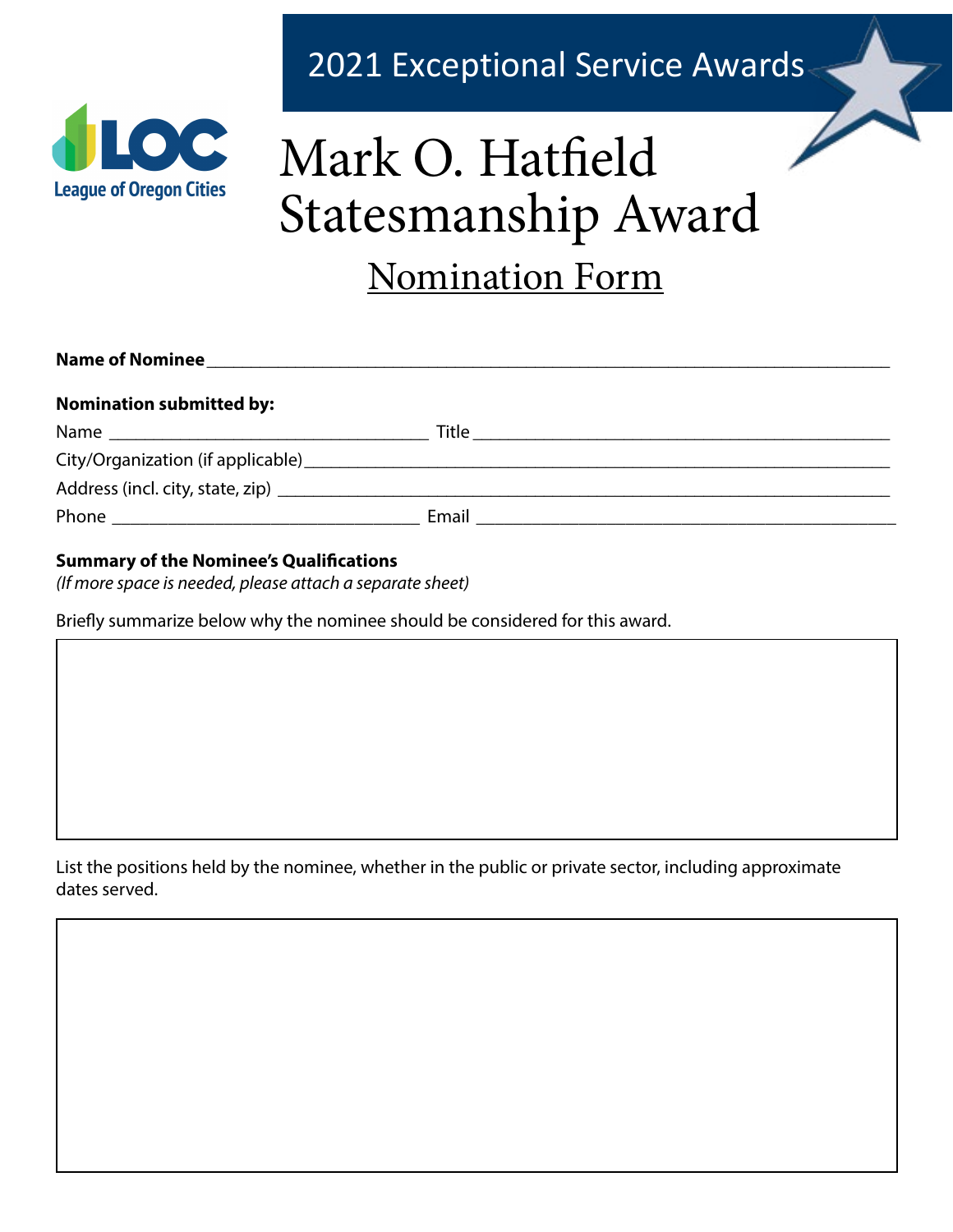League of Oregon Cities

2021 Exceptional Service Awards

# Mark O. Hatfield Statesmanship Award

## Nomination Form

**Name of Nominee** ___________________________________________________________________________

**Nomination submitted by:**

Name ___________________________________ Title ______________________________________________

City/Organization (if applicable) ________________________________________________________________

Address (incl. city, state, zip) _________________________________________________________________

Phone _________________________________ Email ______________________________________________

**Summary of the Nominee's Qualifications**

*(If more space is needed, please attach a separate sheet)*

Briefly summarize below why the nominee should be considered for this award.

List the positions held by the nominee, whether in the public or private sector, including approximate dates served.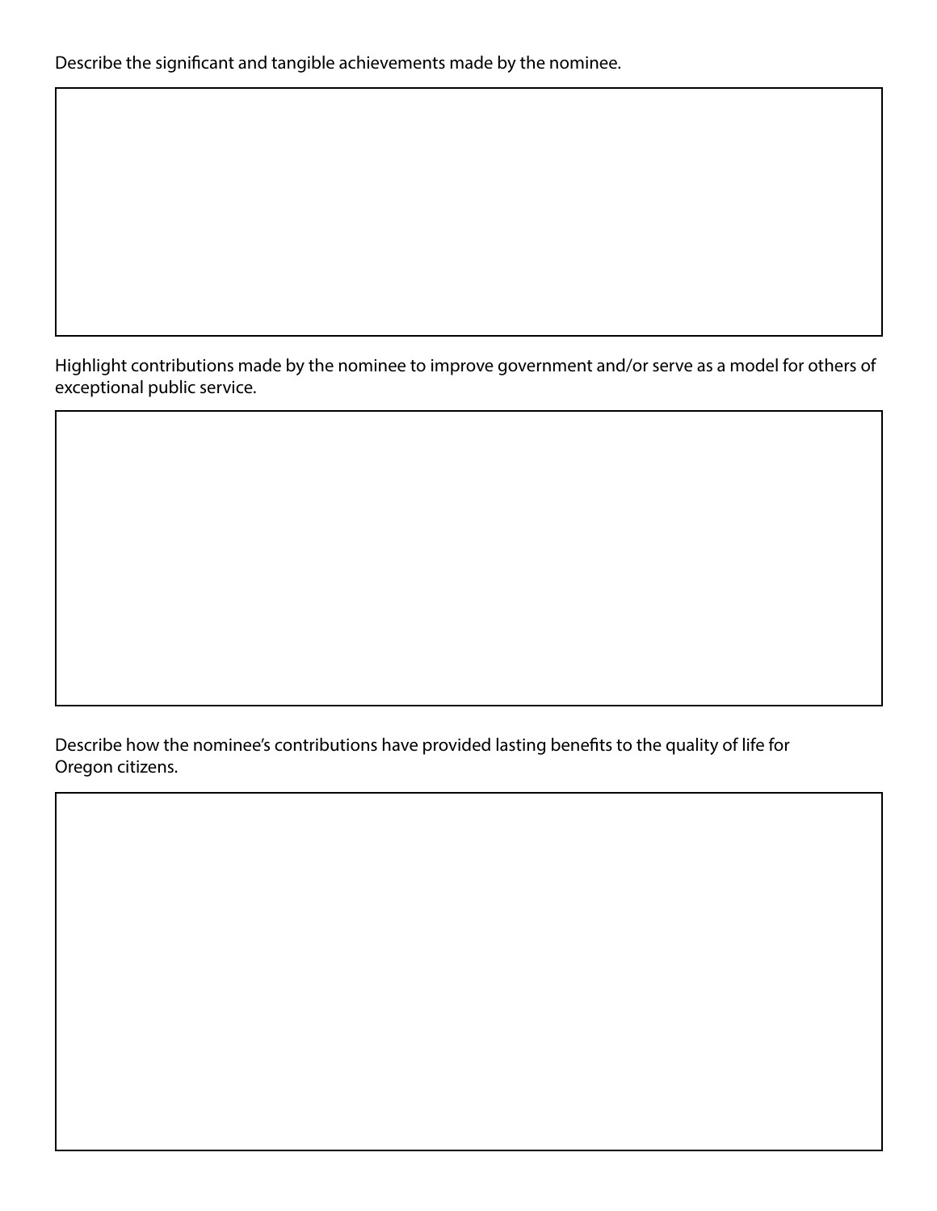Describe the significant and tangible achievements made by the nominee.

Highlight contributions made by the nominee to improve government and/or serve as a model for others of exceptional public service.

Describe how the nominee's contributions have provided lasting benefits to the quality of life for Oregon citizens.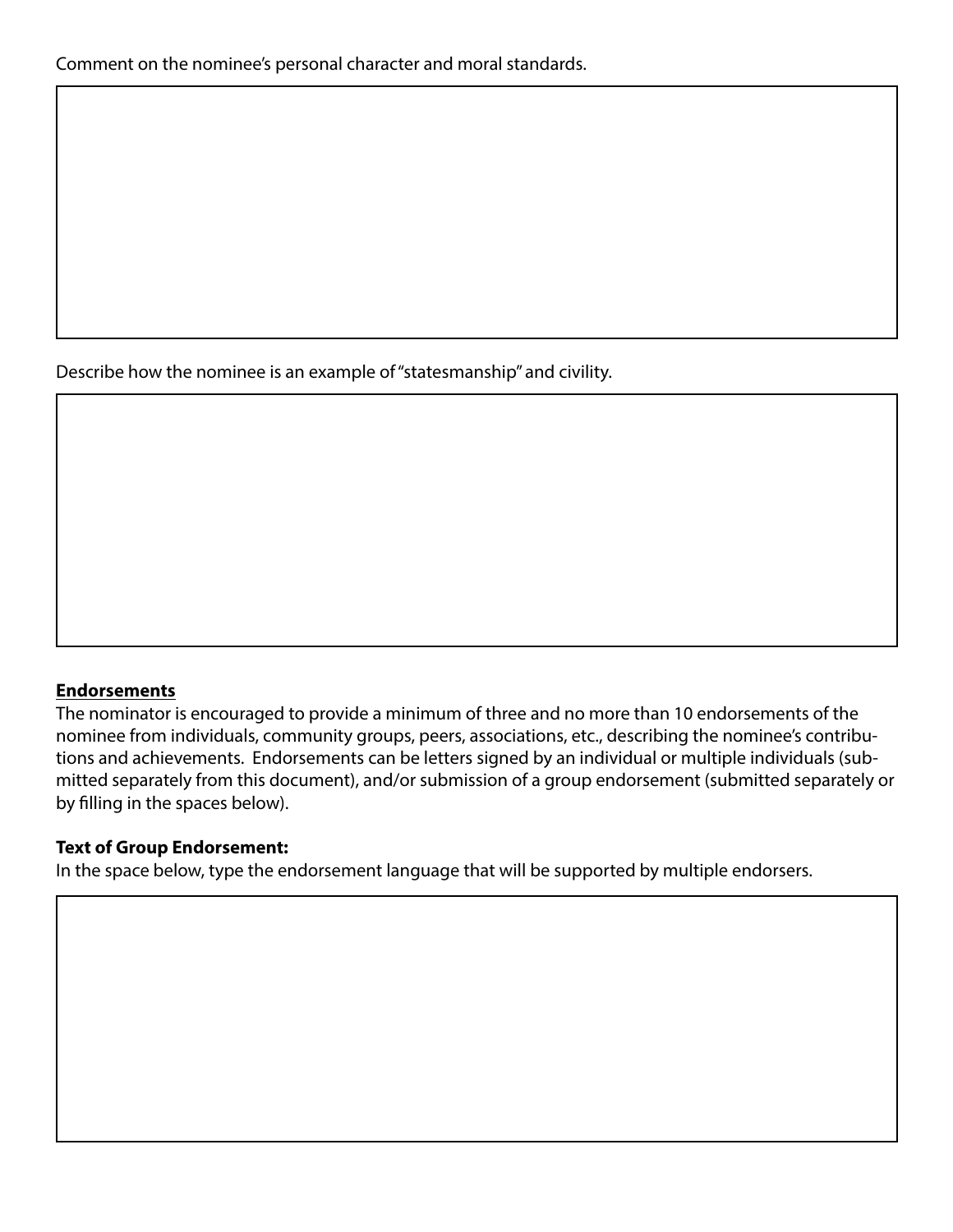Comment on the nominee's personal character and moral standards.

Describe how the nominee is an example of "statesmanship" and civility.

**Endorsements**

The nominator is encouraged to provide a minimum of three and no more than 10 endorsements of the nominee from individuals, community groups, peers, associations, etc., describing the nominee's contributions and achievements. Endorsements can be letters signed by an individual or multiple individuals (submitted separately from this document), and/or submission of a group endorsement (submitted separately or by filling in the spaces below).

**Text of Group Endorsement:**

In the space below, type the endorsement language that will be supported by multiple endorsers.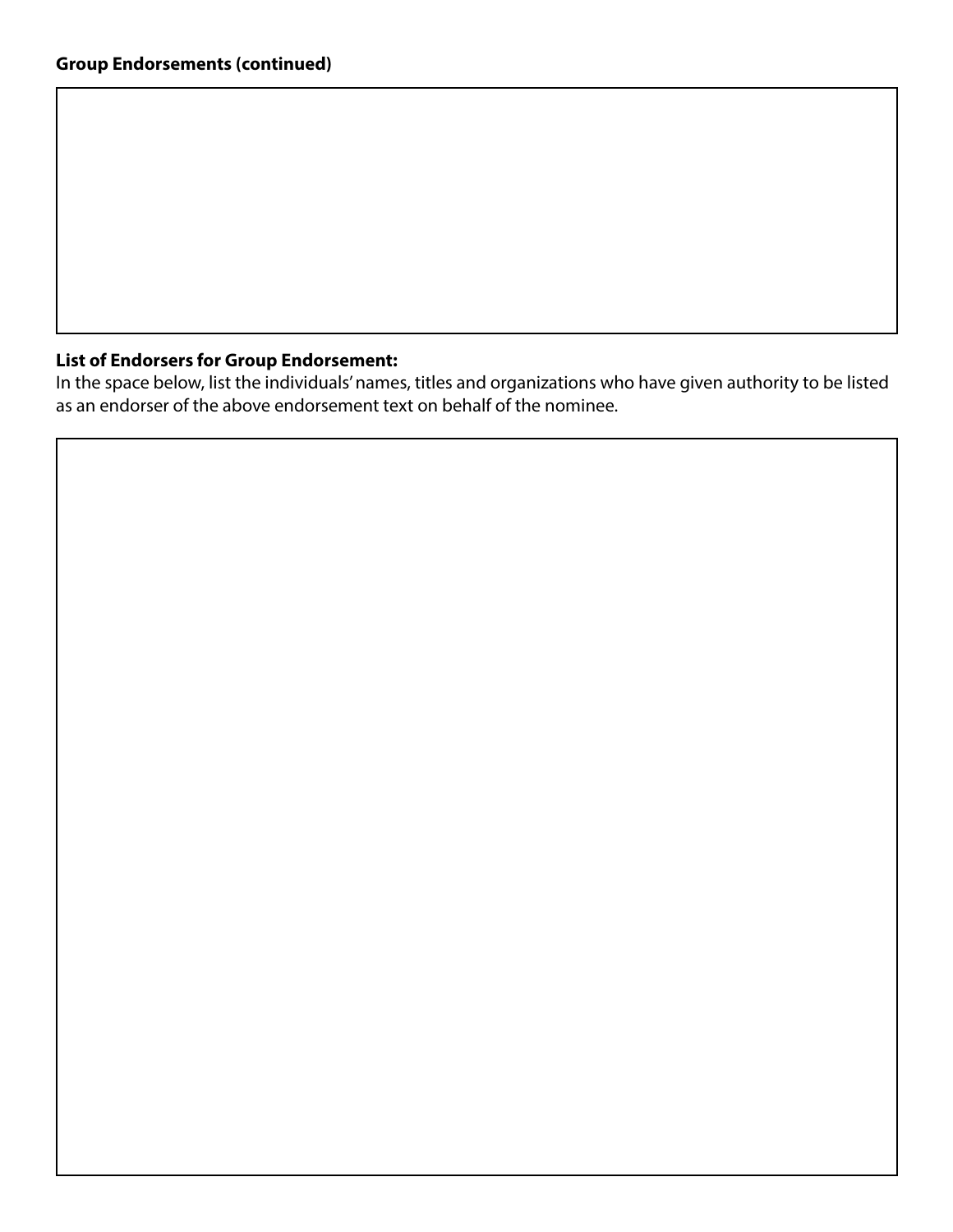**Group Endorsements (continued)**

**List of Endorsers for Group Endorsement:**

In the space below, list the individuals' names, titles and organizations who have given authority to be listed as an endorser of the above endorsement text on behalf of the nominee.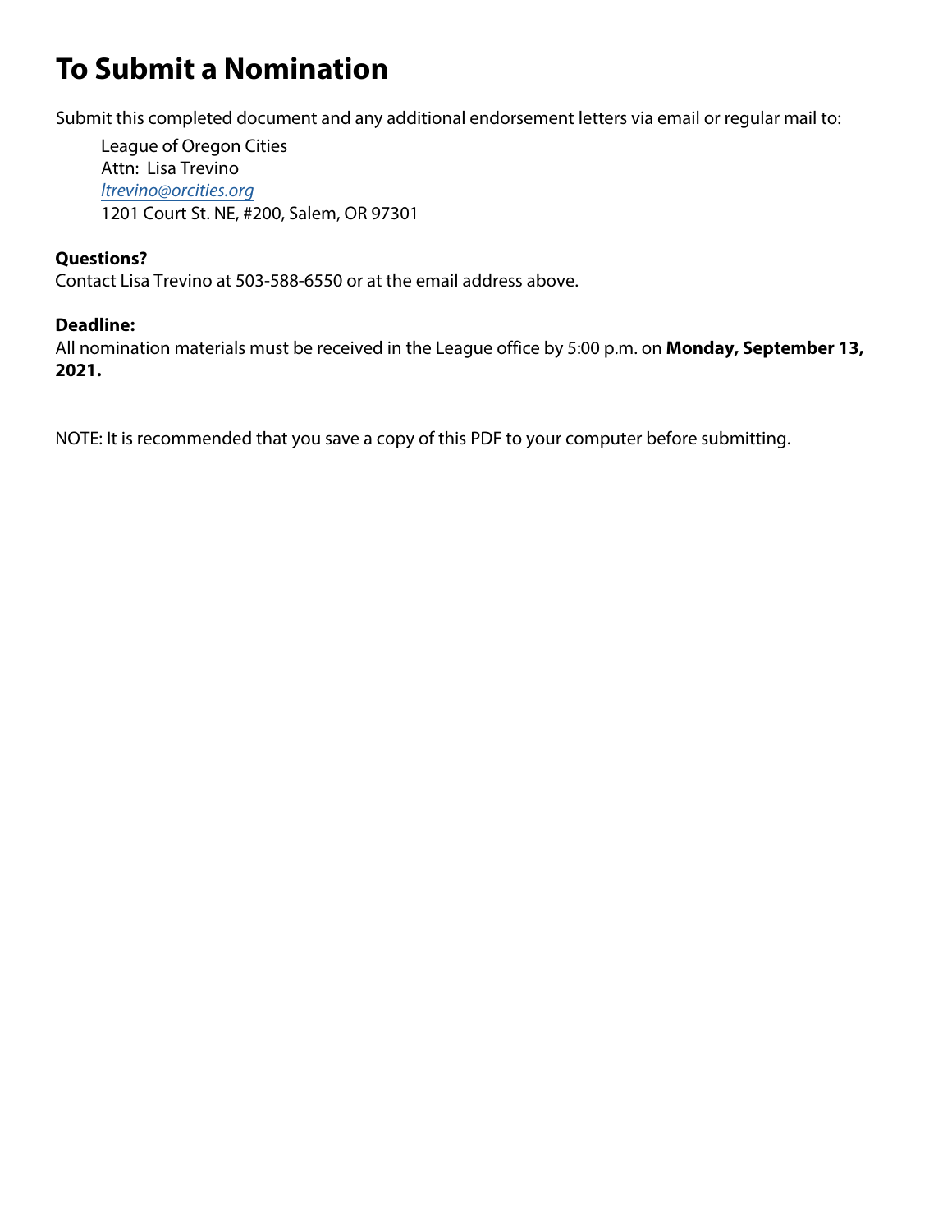# To Submit a Nomination

Submit this completed document and any additional endorsement letters via email or regular mail to:

League of Oregon Cities
Attn: Lisa Trevino
*ltrevino@orcities.org*
1201 Court St. NE, #200, Salem, OR 97301

**Questions?**
Contact Lisa Trevino at 503-588-6550 or at the email address above.

**Deadline:**
All nomination materials must be received in the League office by 5:00 p.m. on **Monday, September 13, 2021.**

NOTE: It is recommended that you save a copy of this PDF to your computer before submitting.